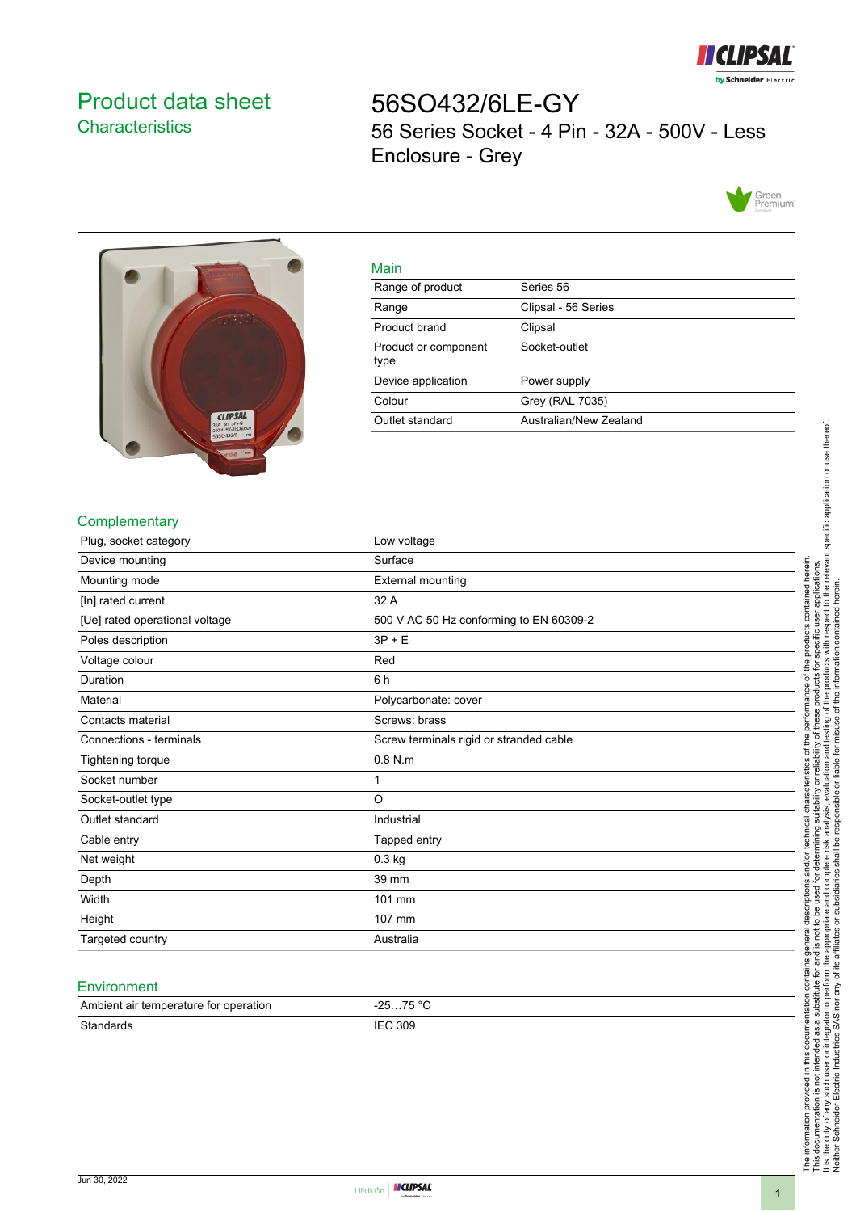# Product data sheet
## Characteristics

# 56SO432/6LE-GY
56 Series Socket - 4 Pin - 32A - 500V - Less Enclosure - Grey

## Main

| | |
|---|---|
| Range of product | Series 56 |
| Range | Clipsal - 56 Series |
| Product brand | Clipsal |
| Product or component type | Socket-outlet |
| Device application | Power supply |
| Colour | Grey (RAL 7035) |
| Outlet standard | Australian/New Zealand |

## Complementary

| | |
|---|---|
| Plug, socket category | Low voltage |
| Device mounting | Surface |
| Mounting mode | External mounting |
| [In] rated current | 32 A |
| [Ue] rated operational voltage | 500 V AC 50 Hz conforming to EN 60309-2 |
| Poles description | 3P + E |
| Voltage colour | Red |
| Duration | 6 h |
| Material | Polycarbonate: cover |
| Contacts material | Screws: brass |
| Connections - terminals | Screw terminals rigid or stranded cable |
| Tightening torque | 0.8 N.m |
| Socket number | 1 |
| Socket-outlet type | O |
| Outlet standard | Industrial |
| Cable entry | Tapped entry |
| Net weight | 0.3 kg |
| Depth | 39 mm |
| Width | 101 mm |
| Height | 107 mm |
| Targeted country | Australia |

## Environment

| | |
|---|---|
| Ambient air temperature for operation | -25…75 °C |
| Standards | IEC 309 |

The information provided in this documentation contains general descriptions and/or technical characteristics of the performance of the products contained herein. This documentation is not intended as a substitute for and is not to be used for determining suitability or reliability of these products for specific user applications. It is the duty of any such user or integrator to perform the appropriate and complete risk analysis, evaluation and testing of the products with respect to the relevant specific application or use thereof. Neither Schneider Electric Industries SAS nor any of its affiliates or subsidiaries shall be responsible or liable for misuse of the information contained herein.

Jun 30, 2022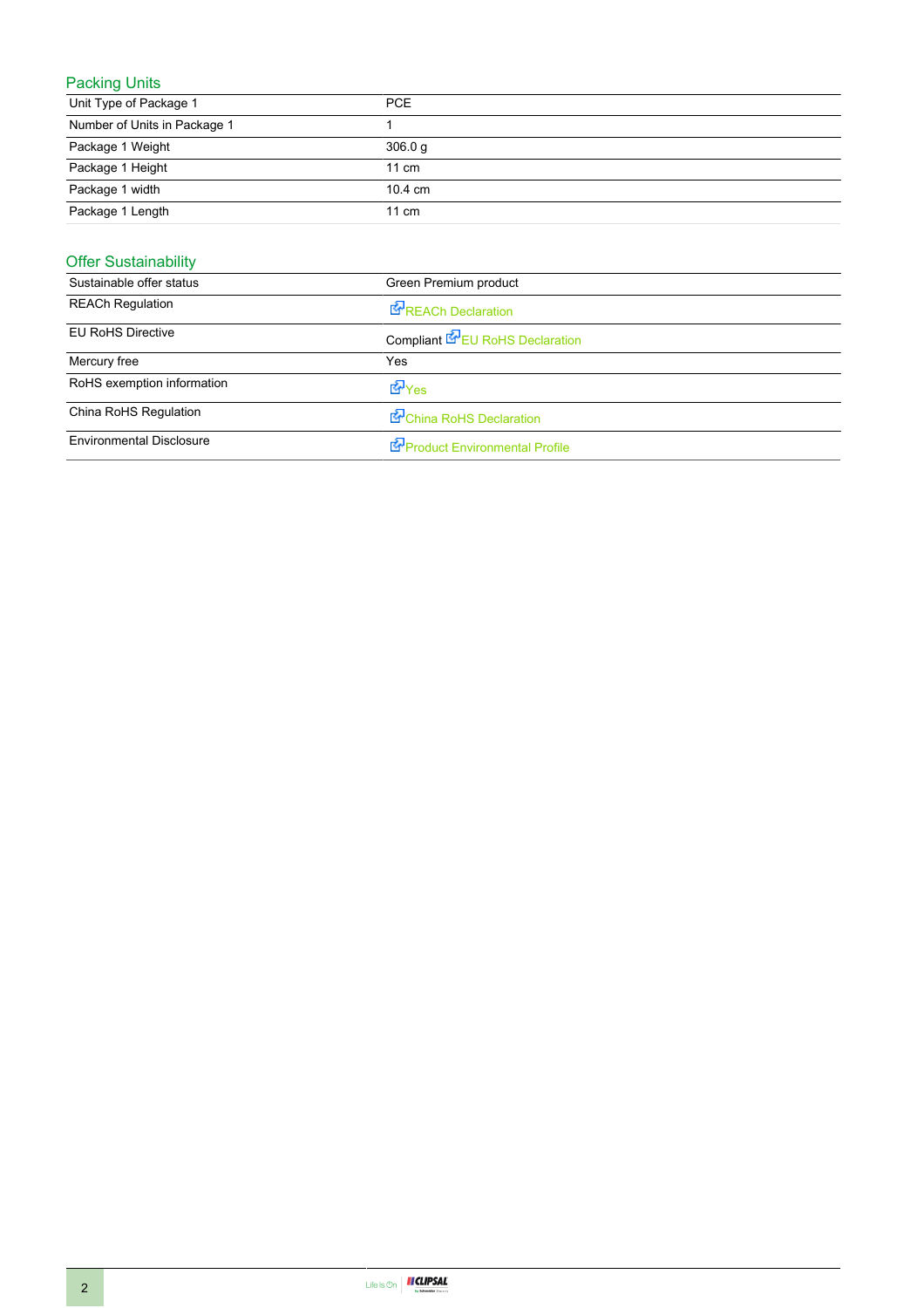## Packing Units

| | |
|---|---|
| Unit Type of Package 1 | PCE |
| Number of Units in Package 1 | 1 |
| Package 1 Weight | 306.0 g |
| Package 1 Height | 11 cm |
| Package 1 width | 10.4 cm |
| Package 1 Length | 11 cm |

## Offer Sustainability

| | |
|---|---|
| Sustainable offer status | Green Premium product |
| REACh Regulation | REACh Declaration |
| EU RoHS Directive | Compliant EU RoHS Declaration |
| Mercury free | Yes |
| RoHS exemption information | Yes |
| China RoHS Regulation | China RoHS Declaration |
| Environmental Disclosure | Product Environmental Profile |